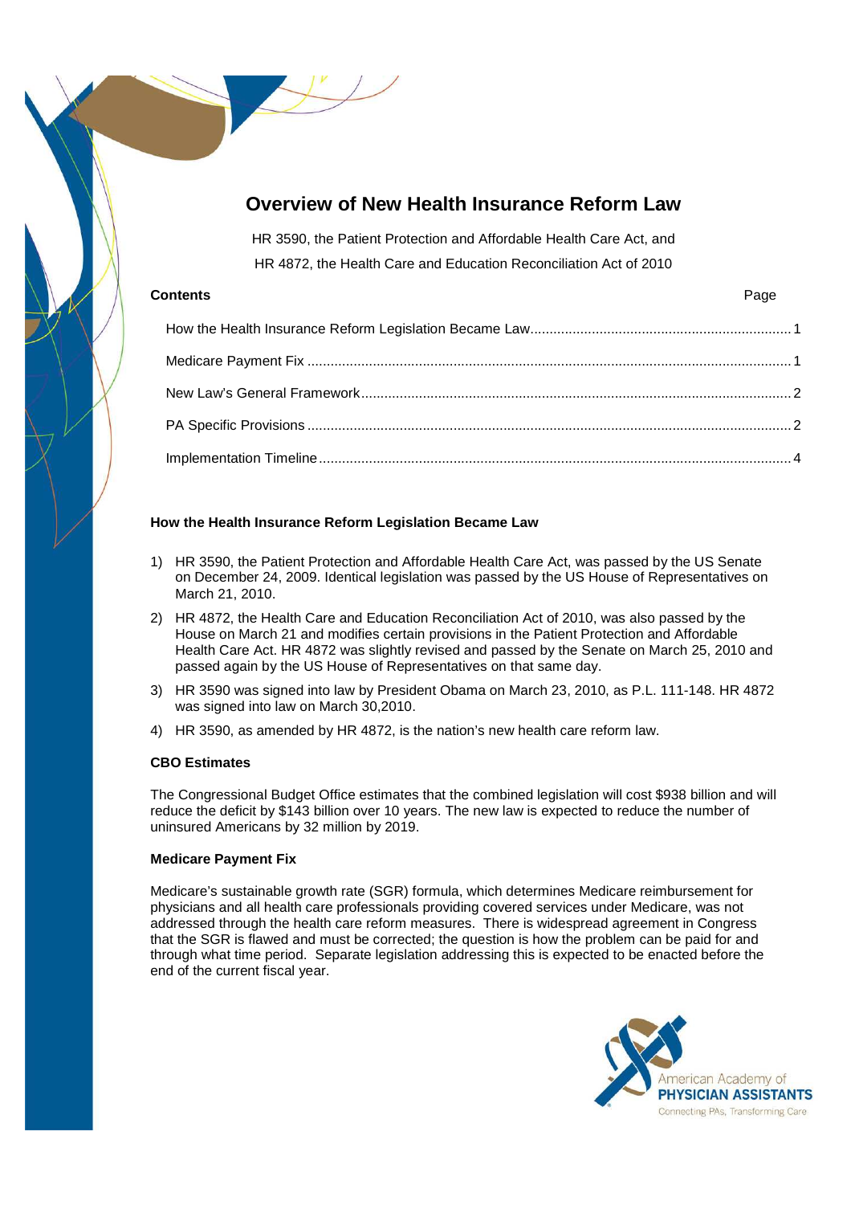# Overview of New Health Insurance Reform Law

HR 3590, the Patient Protection and Affordable Health Care Act, and
HR 4872, the Health Care and Education Reconciliation Act of 2010

| **Contents** | Page |
| --- | --- |
| How the Health Insurance Reform Legislation Became Law | 1 |
| Medicare Payment Fix | 1 |
| New Law's General Framework | 2 |
| PA Specific Provisions | 2 |
| Implementation Timeline | 4 |

## How the Health Insurance Reform Legislation Became Law

1) HR 3590, the Patient Protection and Affordable Health Care Act, was passed by the US Senate on December 24, 2009. Identical legislation was passed by the US House of Representatives on March 21, 2010.
2) HR 4872, the Health Care and Education Reconciliation Act of 2010, was also passed by the House on March 21 and modifies certain provisions in the Patient Protection and Affordable Health Care Act. HR 4872 was slightly revised and passed by the Senate on March 25, 2010 and passed again by the US House of Representatives on that same day.
3) HR 3590 was signed into law by President Obama on March 23, 2010, as P.L. 111-148. HR 4872 was signed into law on March 30,2010.
4) HR 3590, as amended by HR 4872, is the nation's new health care reform law.

### CBO Estimates

The Congressional Budget Office estimates that the combined legislation will cost $938 billion and will reduce the deficit by $143 billion over 10 years. The new law is expected to reduce the number of uninsured Americans by 32 million by 2019.

### Medicare Payment Fix

Medicare's sustainable growth rate (SGR) formula, which determines Medicare reimbursement for physicians and all health care professionals providing covered services under Medicare, was not addressed through the health care reform measures. There is widespread agreement in Congress that the SGR is flawed and must be corrected; the question is how the problem can be paid for and through what time period. Separate legislation addressing this is expected to be enacted before the end of the current fiscal year.

American Academy of PHYSICIAN ASSISTANTS
Connecting PAs, Transforming Care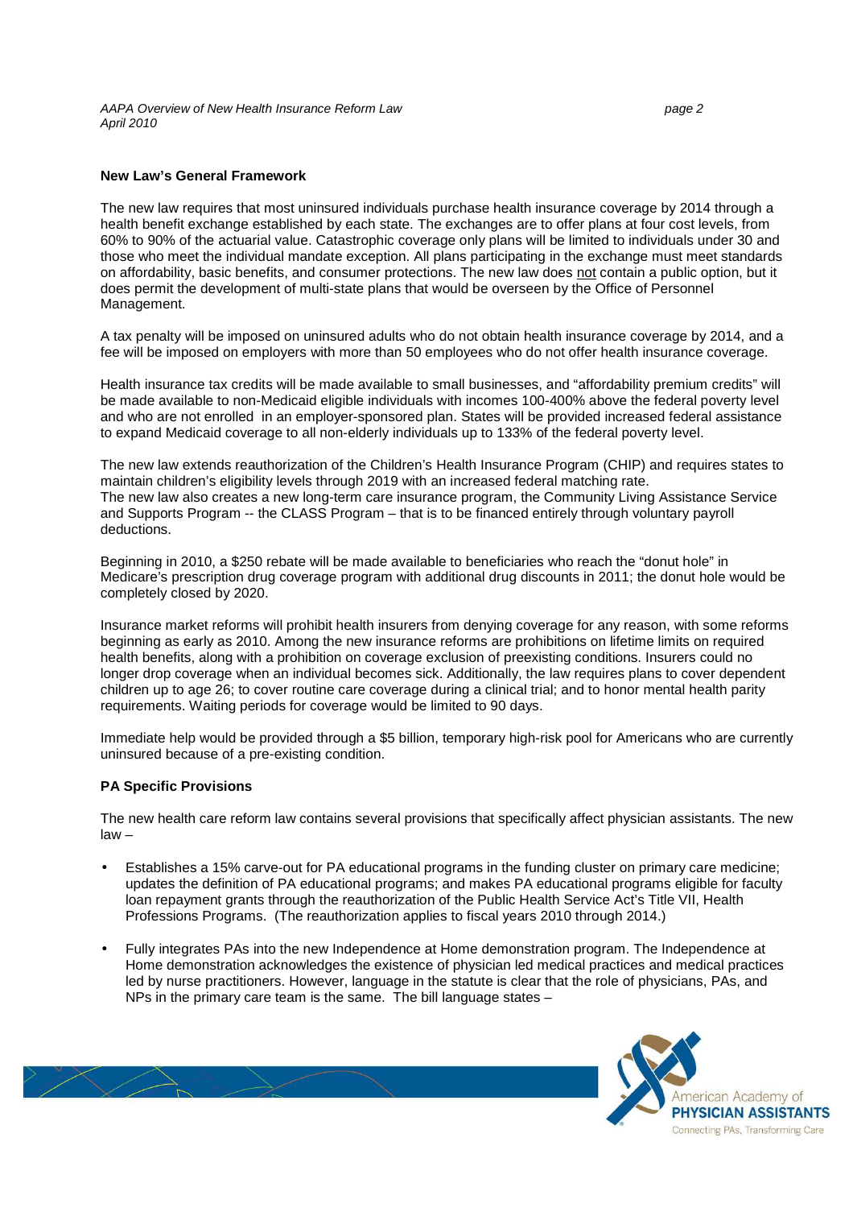## New Law's General Framework

The new law requires that most uninsured individuals purchase health insurance coverage by 2014 through a health benefit exchange established by each state. The exchanges are to offer plans at four cost levels, from 60% to 90% of the actuarial value. Catastrophic coverage only plans will be limited to individuals under 30 and those who meet the individual mandate exception. All plans participating in the exchange must meet standards on affordability, basic benefits, and consumer protections. The new law does not contain a public option, but it does permit the development of multi-state plans that would be overseen by the Office of Personnel Management.

A tax penalty will be imposed on uninsured adults who do not obtain health insurance coverage by 2014, and a fee will be imposed on employers with more than 50 employees who do not offer health insurance coverage.

Health insurance tax credits will be made available to small businesses, and "affordability premium credits" will be made available to non-Medicaid eligible individuals with incomes 100-400% above the federal poverty level and who are not enrolled in an employer-sponsored plan. States will be provided increased federal assistance to expand Medicaid coverage to all non-elderly individuals up to 133% of the federal poverty level.

The new law extends reauthorization of the Children's Health Insurance Program (CHIP) and requires states to maintain children's eligibility levels through 2019 with an increased federal matching rate.
The new law also creates a new long-term care insurance program, the Community Living Assistance Service and Supports Program -- the CLASS Program – that is to be financed entirely through voluntary payroll deductions.

Beginning in 2010, a $250 rebate will be made available to beneficiaries who reach the "donut hole" in Medicare's prescription drug coverage program with additional drug discounts in 2011; the donut hole would be completely closed by 2020.

Insurance market reforms will prohibit health insurers from denying coverage for any reason, with some reforms beginning as early as 2010. Among the new insurance reforms are prohibitions on lifetime limits on required health benefits, along with a prohibition on coverage exclusion of preexisting conditions. Insurers could no longer drop coverage when an individual becomes sick. Additionally, the law requires plans to cover dependent children up to age 26; to cover routine care coverage during a clinical trial; and to honor mental health parity requirements. Waiting periods for coverage would be limited to 90 days.

Immediate help would be provided through a $5 billion, temporary high-risk pool for Americans who are currently uninsured because of a pre-existing condition.

## PA Specific Provisions

The new health care reform law contains several provisions that specifically affect physician assistants. The new law –

- Establishes a 15% carve-out for PA educational programs in the funding cluster on primary care medicine; updates the definition of PA educational programs; and makes PA educational programs eligible for faculty loan repayment grants through the reauthorization of the Public Health Service Act's Title VII, Health Professions Programs. (The reauthorization applies to fiscal years 2010 through 2014.)

- Fully integrates PAs into the new Independence at Home demonstration program. The Independence at Home demonstration acknowledges the existence of physician led medical practices and medical practices led by nurse practitioners. However, language in the statute is clear that the role of physicians, PAs, and NPs in the primary care team is the same. The bill language states –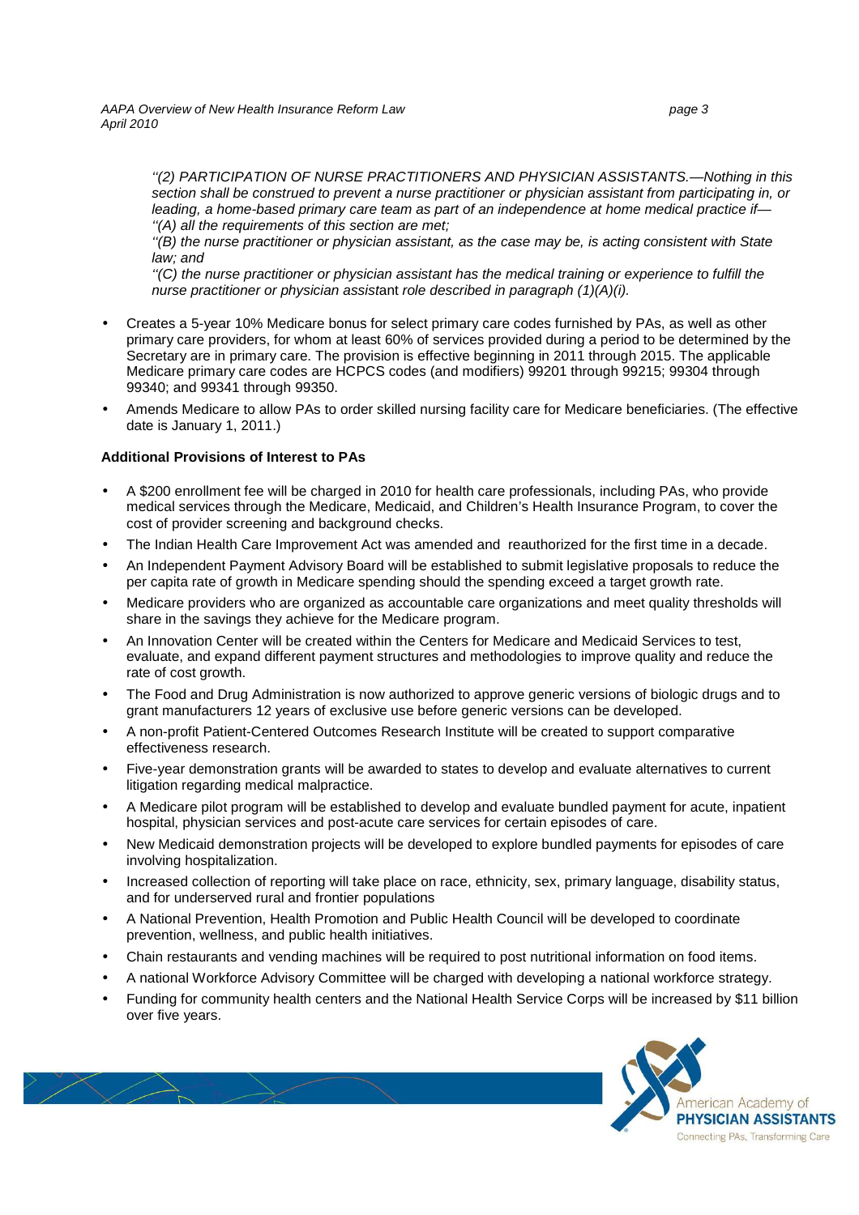*''(2) PARTICIPATION OF NURSE PRACTITIONERS AND PHYSICIAN ASSISTANTS.—Nothing in this section shall be construed to prevent a nurse practitioner or physician assistant from participating in, or leading, a home-based primary care team as part of an independence at home medical practice if—*
*''(A) all the requirements of this section are met;*
*''(B) the nurse practitioner or physician assistant, as the case may be, is acting consistent with State law; and*
*''(C) the nurse practitioner or physician assistant has the medical training or experience to fulfill the nurse practitioner or physician assistant role described in paragraph (1)(A)(i).*

- Creates a 5-year 10% Medicare bonus for select primary care codes furnished by PAs, as well as other primary care providers, for whom at least 60% of services provided during a period to be determined by the Secretary are in primary care. The provision is effective beginning in 2011 through 2015. The applicable Medicare primary care codes are HCPCS codes (and modifiers) 99201 through 99215; 99304 through 99340; and 99341 through 99350.
- Amends Medicare to allow PAs to order skilled nursing facility care for Medicare beneficiaries. (The effective date is January 1, 2011.)

**Additional Provisions of Interest to PAs**

- A $200 enrollment fee will be charged in 2010 for health care professionals, including PAs, who provide medical services through the Medicare, Medicaid, and Children's Health Insurance Program, to cover the cost of provider screening and background checks.
- The Indian Health Care Improvement Act was amended and reauthorized for the first time in a decade.
- An Independent Payment Advisory Board will be established to submit legislative proposals to reduce the per capita rate of growth in Medicare spending should the spending exceed a target growth rate.
- Medicare providers who are organized as accountable care organizations and meet quality thresholds will share in the savings they achieve for the Medicare program.
- An Innovation Center will be created within the Centers for Medicare and Medicaid Services to test, evaluate, and expand different payment structures and methodologies to improve quality and reduce the rate of cost growth.
- The Food and Drug Administration is now authorized to approve generic versions of biologic drugs and to grant manufacturers 12 years of exclusive use before generic versions can be developed.
- A non-profit Patient-Centered Outcomes Research Institute will be created to support comparative effectiveness research.
- Five-year demonstration grants will be awarded to states to develop and evaluate alternatives to current litigation regarding medical malpractice.
- A Medicare pilot program will be established to develop and evaluate bundled payment for acute, inpatient hospital, physician services and post-acute care services for certain episodes of care.
- New Medicaid demonstration projects will be developed to explore bundled payments for episodes of care involving hospitalization.
- Increased collection of reporting will take place on race, ethnicity, sex, primary language, disability status, and for underserved rural and frontier populations
- A National Prevention, Health Promotion and Public Health Council will be developed to coordinate prevention, wellness, and public health initiatives.
- Chain restaurants and vending machines will be required to post nutritional information on food items.
- A national Workforce Advisory Committee will be charged with developing a national workforce strategy.
- Funding for community health centers and the National Health Service Corps will be increased by $11 billion over five years.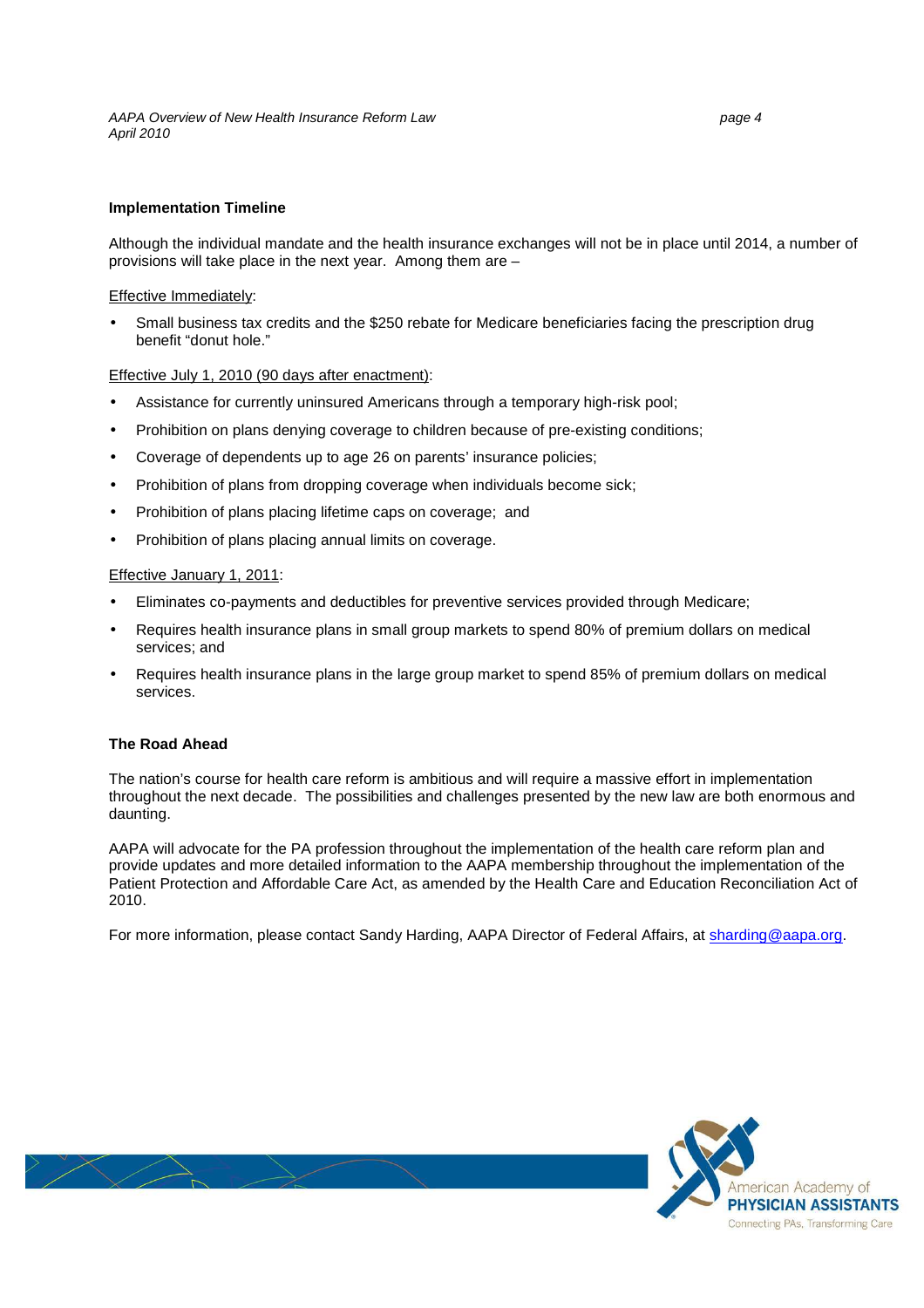**Implementation Timeline**

Although the individual mandate and the health insurance exchanges will not be in place until 2014, a number of provisions will take place in the next year. Among them are –

Effective Immediately:

- Small business tax credits and the $250 rebate for Medicare beneficiaries facing the prescription drug benefit "donut hole."

Effective July 1, 2010 (90 days after enactment):

- Assistance for currently uninsured Americans through a temporary high-risk pool;
- Prohibition on plans denying coverage to children because of pre-existing conditions;
- Coverage of dependents up to age 26 on parents' insurance policies;
- Prohibition of plans from dropping coverage when individuals become sick;
- Prohibition of plans placing lifetime caps on coverage; and
- Prohibition of plans placing annual limits on coverage.

Effective January 1, 2011:

- Eliminates co-payments and deductibles for preventive services provided through Medicare;
- Requires health insurance plans in small group markets to spend 80% of premium dollars on medical services; and
- Requires health insurance plans in the large group market to spend 85% of premium dollars on medical services.

**The Road Ahead**

The nation's course for health care reform is ambitious and will require a massive effort in implementation throughout the next decade. The possibilities and challenges presented by the new law are both enormous and daunting.

AAPA will advocate for the PA profession throughout the implementation of the health care reform plan and provide updates and more detailed information to the AAPA membership throughout the implementation of the Patient Protection and Affordable Care Act, as amended by the Health Care and Education Reconciliation Act of 2010.

For more information, please contact Sandy Harding, AAPA Director of Federal Affairs, at sharding@aapa.org.

American Academy of
PHYSICIAN ASSISTANTS
Connecting PAs, Transforming Care